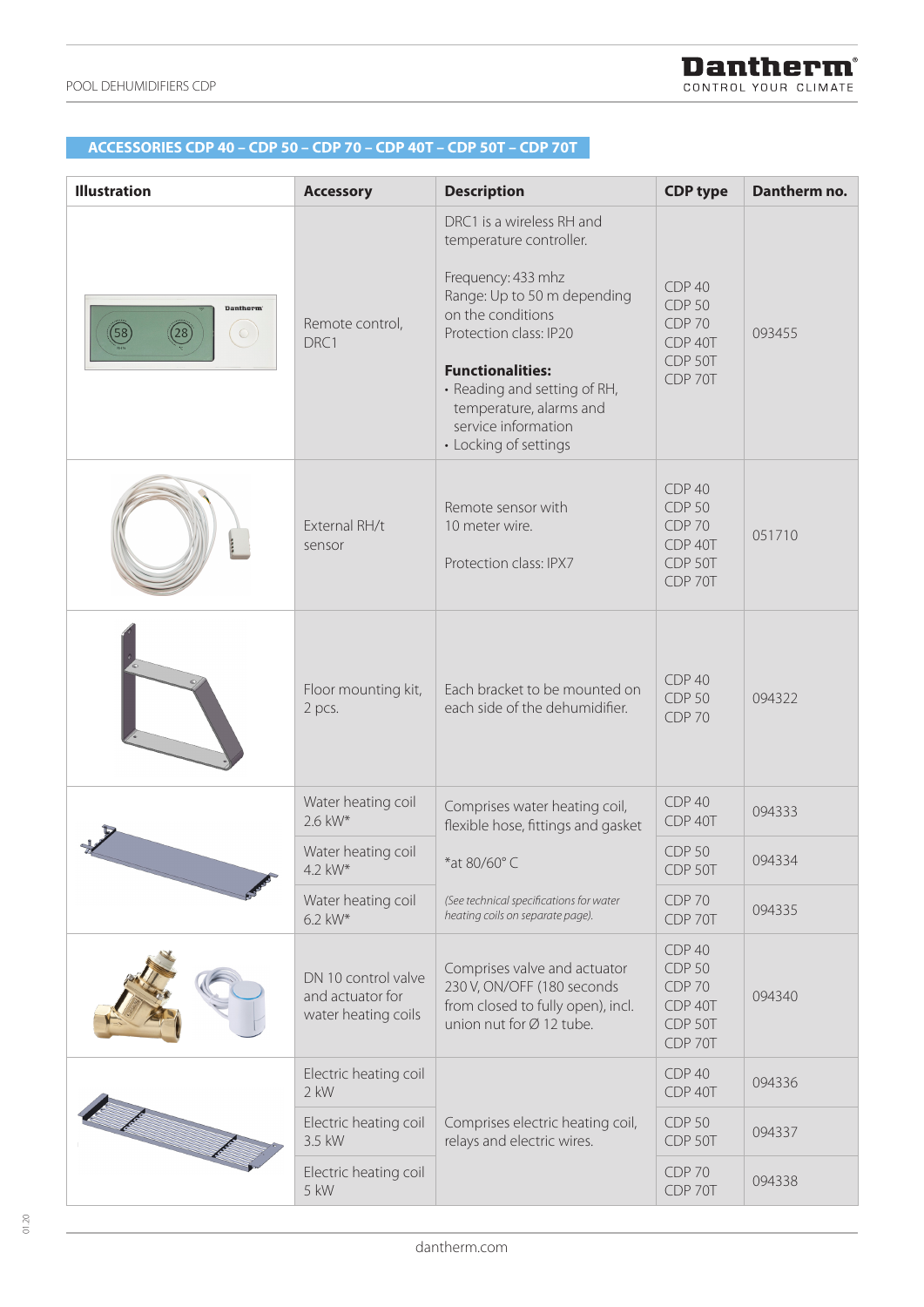## ACCESSORIES CDP 40 – CDP 50 – CDP 70 – CDP 40T – CDP 50T – CDP 70T

| Illustration | Accessory | Description | CDP type | Dantherm no. |
|---|---|---|---|---|
| | Remote control, DRC1 | DRC1 is a wireless RH and temperature controller.<br><br>Frequency: 433 mhz<br>Range: Up to 50 m depending on the conditions<br>Protection class: IP20<br><br>**Functionalities:**<br>• Reading and setting of RH, temperature, alarms and service information<br>• Locking of settings | CDP 40<br>CDP 50<br>CDP 70<br>CDP 40T<br>CDP 50T<br>CDP 70T | 093455 |
| | External RH/t sensor | Remote sensor with 10 meter wire.<br><br>Protection class: IPX7 | CDP 40<br>CDP 50<br>CDP 70<br>CDP 40T<br>CDP 50T<br>CDP 70T | 051710 |
| | Floor mounting kit, 2 pcs. | Each bracket to be mounted on each side of the dehumidifier. | CDP 40<br>CDP 50<br>CDP 70 | 094322 |
| | Water heating coil 2.6 kW* | Comprises water heating coil, flexible hose, fittings and gasket<br><br>*at 80/60° C<br><br>*(See technical specifications for water heating coils on separate page).* | CDP 40<br>CDP 40T | 094333 |
| | Water heating coil 4.2 kW* | | CDP 50<br>CDP 50T | 094334 |
| | Water heating coil 6.2 kW* | | CDP 70<br>CDP 70T | 094335 |
| | DN 10 control valve and actuator for water heating coils | Comprises valve and actuator 230 V, ON/OFF (180 seconds from closed to fully open), incl. union nut for Ø 12 tube. | CDP 40<br>CDP 50<br>CDP 70<br>CDP 40T<br>CDP 50T<br>CDP 70T | 094340 |
| | Electric heating coil 2 kW | Comprises electric heating coil, relays and electric wires. | CDP 40<br>CDP 40T | 094336 |
| | Electric heating coil 3.5 kW | | CDP 50<br>CDP 50T | 094337 |
| | Electric heating coil 5 kW | | CDP 70<br>CDP 70T | 094338 |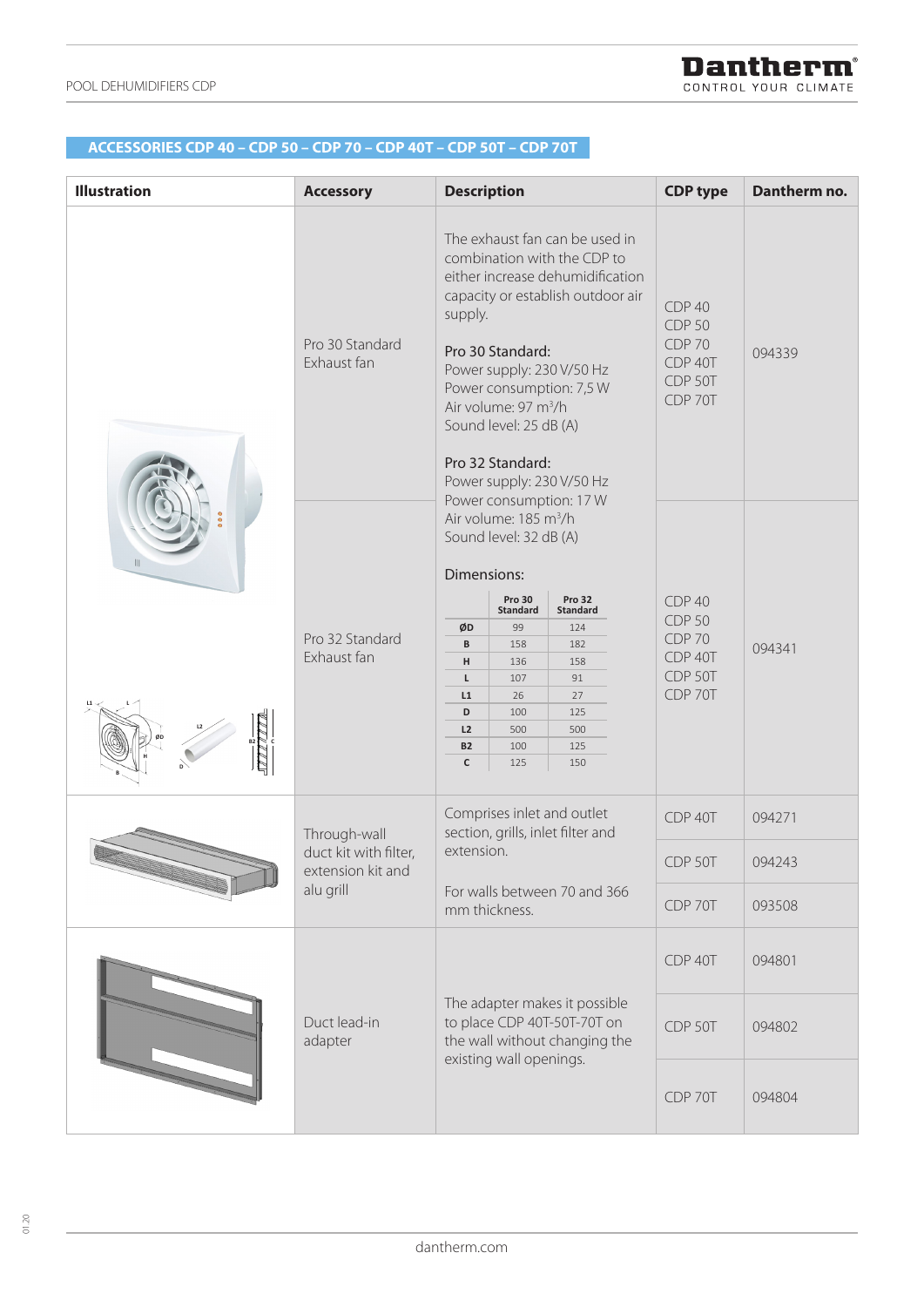## ACCESSORIES CDP 40 – CDP 50 – CDP 70 – CDP 40T – CDP 50T – CDP 70T

| Illustration | Accessory | Description | CDP type | Dantherm no. |
|---|---|---|---|---|
| | Pro 30 Standard Exhaust fan | The exhaust fan can be used in combination with the CDP to either increase dehumidification capacity or establish outdoor air supply.<br><br>Pro 30 Standard:<br>Power supply: 230 V/50 Hz<br>Power consumption: 7,5 W<br>Air volume: 97 m³/h<br>Sound level: 25 dB (A)<br><br>Pro 32 Standard:<br>Power supply: 230 V/50 Hz<br>Power consumption: 17 W<br>Air volume: 185 m³/h<br>Sound level: 32 dB (A) | CDP 40<br>CDP 50<br>CDP 70<br>CDP 40T<br>CDP 50T<br>CDP 70T | 094339 |
| | Pro 32 Standard Exhaust fan | Dimensions: (see table below) | CDP 40<br>CDP 50<br>CDP 70<br>CDP 40T<br>CDP 50T<br>CDP 70T | 094341 |
| | Through-wall duct kit with filter, extension kit and alu grill | Comprises inlet and outlet section, grills, inlet filter and extension.<br><br>For walls between 70 and 366 mm thickness. | CDP 40T | 094271 |
| | | | CDP 50T | 094243 |
| | | | CDP 70T | 093508 |
| | Duct lead-in adapter | The adapter makes it possible to place CDP 40T-50T-70T on the wall without changing the existing wall openings. | CDP 40T | 094801 |
| | | | CDP 50T | 094802 |
| | | | CDP 70T | 094804 |

Dimensions:

| | Pro 30 Standard | Pro 32 Standard |
|---|---|---|
| ØD | 99 | 124 |
| B | 158 | 182 |
| H | 136 | 158 |
| L | 107 | 91 |
| L1 | 26 | 27 |
| D | 100 | 125 |
| L2 | 500 | 500 |
| B2 | 100 | 125 |
| C | 125 | 150 |